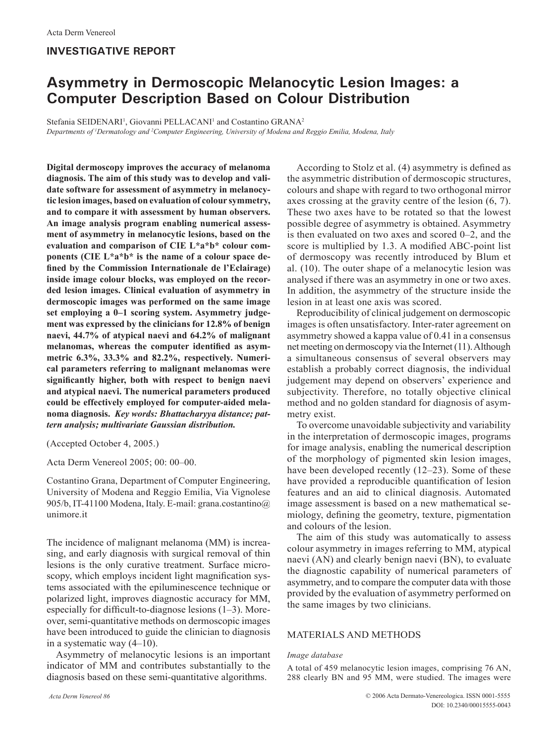INVESTIGATIVE REPORT

# Asymmetry in Dermoscopic Melanocytic Lesion Images: a Computer Description Based on Colour Distribution

Stefania SEIDENARI[1], Giovanni PELLACANI[1] and Costantino GRANA[2]

*Departments of [1]Dermatology and [2]Computer Engineering, University of Modena and Reggio Emilia, Modena, Italy*

**Digital dermoscopy improves the accuracy of melanoma diagnosis. The aim of this study was to develop and validate software for assessment of asymmetry in melanocytic lesion images, based on evaluation of colour symmetry, and to compare it with assessment by human observers. An image analysis program enabling numerical assessment of asymmetry in melanocytic lesions, based on the evaluation and comparison of CIE L\*a\*b\* colour components (CIE L\*a\*b\* is the name of a colour space defined by the Commission Internationale de l'Eclairage) inside image colour blocks, was employed on the recorded lesion images. Clinical evaluation of asymmetry in dermoscopic images was performed on the same image set employing a 0–1 scoring system. Asymmetry judgement was expressed by the clinicians for 12.8% of benign naevi, 44.7% of atypical naevi and 64.2% of malignant melanomas, whereas the computer identified as asymmetric 6.3%, 33.3% and 82.2%, respectively. Numerical parameters referring to malignant melanomas were significantly higher, both with respect to benign naevi and atypical naevi. The numerical parameters produced could be effectively employed for computer-aided melanoma diagnosis.** ***Key words: Bhattacharyya distance; pattern analysis; multivariate Gaussian distribution.***

(Accepted October 4, 2005.)

Acta Derm Venereol 2005; 00: 00–00.

Costantino Grana, Department of Computer Engineering, University of Modena and Reggio Emilia, Via Vignolese 905/b, IT-41100 Modena, Italy. E-mail: grana.costantino@unimore.it

The incidence of malignant melanoma (MM) is increasing, and early diagnosis with surgical removal of thin lesions is the only curative treatment. Surface microscopy, which employs incident light magnification systems associated with the epiluminescence technique or polarized light, improves diagnostic accuracy for MM, especially for difficult-to-diagnose lesions (1–3). Moreover, semi-quantitative methods on dermoscopic images have been introduced to guide the clinician to diagnosis in a systematic way (4–10).

Asymmetry of melanocytic lesions is an important indicator of MM and contributes substantially to the diagnosis based on these semi-quantitative algorithms.

According to Stolz et al. (4) asymmetry is defined as the asymmetric distribution of dermoscopic structures, colours and shape with regard to two orthogonal mirror axes crossing at the gravity centre of the lesion (6, 7). These two axes have to be rotated so that the lowest possible degree of asymmetry is obtained. Asymmetry is then evaluated on two axes and scored 0–2, and the score is multiplied by 1.3. A modified ABC-point list of dermoscopy was recently introduced by Blum et al. (10). The outer shape of a melanocytic lesion was analysed if there was an asymmetry in one or two axes. In addition, the asymmetry of the structure inside the lesion in at least one axis was scored.

Reproducibility of clinical judgement on dermoscopic images is often unsatisfactory. Inter-rater agreement on asymmetry showed a kappa value of 0.41 in a consensus net meeting on dermoscopy via the Internet (11). Although a simultaneous consensus of several observers may establish a probably correct diagnosis, the individual judgement may depend on observers' experience and subjectivity. Therefore, no totally objective clinical method and no golden standard for diagnosis of asymmetry exist.

To overcome unavoidable subjectivity and variability in the interpretation of dermoscopic images, programs for image analysis, enabling the numerical description of the morphology of pigmented skin lesion images, have been developed recently (12–23). Some of these have provided a reproducible quantification of lesion features and an aid to clinical diagnosis. Automated image assessment is based on a new mathematical semiology, defining the geometry, texture, pigmentation and colours of the lesion.

The aim of this study was automatically to assess colour asymmetry in images referring to MM, atypical naevi (AN) and clearly benign naevi (BN), to evaluate the diagnostic capability of numerical parameters of asymmetry, and to compare the computer data with those provided by the evaluation of asymmetry performed on the same images by two clinicians.

## MATERIALS AND METHODS

### *Image database*

A total of 459 melanocytic lesion images, comprising 76 AN, 288 clearly BN and 95 MM, were studied. The images were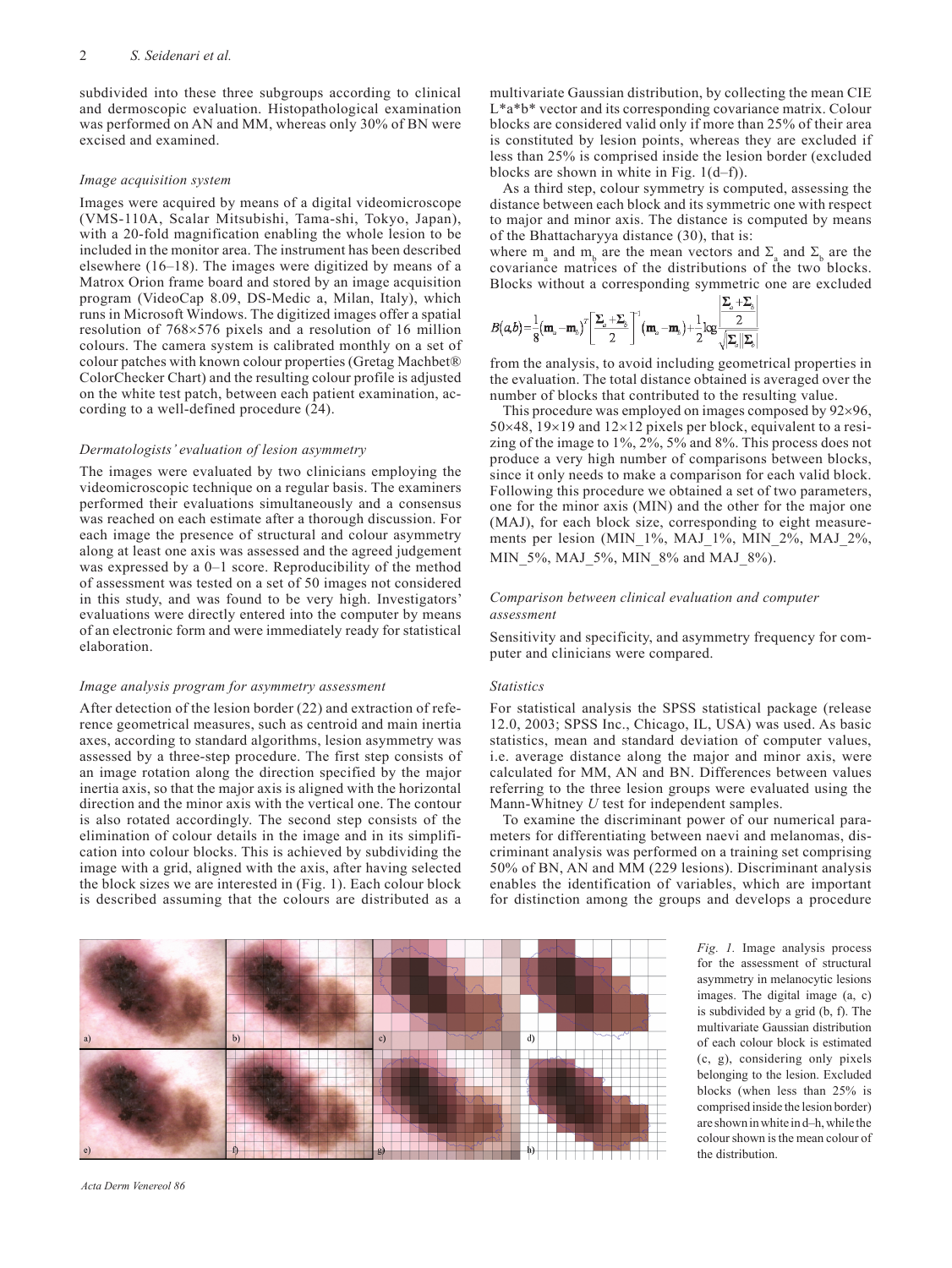subdivided into these three subgroups according to clinical and dermoscopic evaluation. Histopathological examination was performed on AN and MM, whereas only 30% of BN were excised and examined.

### *Image acquisition system*

Images were acquired by means of a digital videomicroscope (VMS-110A, Scalar Mitsubishi, Tama-shi, Tokyo, Japan), with a 20-fold magnification enabling the whole lesion to be included in the monitor area. The instrument has been described elsewhere (16–18). The images were digitized by means of a Matrox Orion frame board and stored by an image acquisition program (VideoCap 8.09, DS-Medic a, Milan, Italy), which runs in Microsoft Windows. The digitized images offer a spatial resolution of 768×576 pixels and a resolution of 16 million colours. The camera system is calibrated monthly on a set of colour patches with known colour properties (Gretag Machbet® ColorChecker Chart) and the resulting colour profile is adjusted on the white test patch, between each patient examination, according to a well-defined procedure (24).

### *Dermatologists' evaluation of lesion asymmetry*

The images were evaluated by two clinicians employing the videomicroscopic technique on a regular basis. The examiners performed their evaluations simultaneously and a consensus was reached on each estimate after a thorough discussion. For each image the presence of structural and colour asymmetry along at least one axis was assessed and the agreed judgement was expressed by a 0–1 score. Reproducibility of the method of assessment was tested on a set of 50 images not considered in this study, and was found to be very high. Investigators' evaluations were directly entered into the computer by means of an electronic form and were immediately ready for statistical elaboration.

### *Image analysis program for asymmetry assessment*

After detection of the lesion border (22) and extraction of reference geometrical measures, such as centroid and main inertia axes, according to standard algorithms, lesion asymmetry was assessed by a three-step procedure. The first step consists of an image rotation along the direction specified by the major inertia axis, so that the major axis is aligned with the horizontal direction and the minor axis with the vertical one. The contour is also rotated accordingly. The second step consists of the elimination of colour details in the image and in its simplification into colour blocks. This is achieved by subdividing the image with a grid, aligned with the axis, after having selected the block sizes we are interested in (Fig. 1). Each colour block is described assuming that the colours are distributed as a multivariate Gaussian distribution, by collecting the mean CIE L*a*b* vector and its corresponding covariance matrix. Colour blocks are considered valid only if more than 25% of their area is constituted by lesion points, whereas they are excluded if less than 25% is comprised inside the lesion border (excluded blocks are shown in white in Fig. 1(d–f)).

As a third step, colour symmetry is computed, assessing the distance between each block and its symmetric one with respect to major and minor axis. The distance is computed by means of the Bhattacharyya distance (30), that is:

$$B(a,b) = \frac{1}{8}(\mathbf{m}_a - \mathbf{m}_b)^T \left[\frac{\Sigma_a + \Sigma_b}{2}\right]^{-1} (\mathbf{m}_a - \mathbf{m}_b) + \frac{1}{2}\log \frac{\left|\frac{\Sigma_a + \Sigma_b}{2}\right|}{\sqrt{|\Sigma_a||\Sigma_b|}}$$

where $m_a$ and $m_b$ are the mean vectors and $\Sigma_a$ and $\Sigma_b$ are the covariance matrices of the distributions of the two blocks. Blocks without a corresponding symmetric one are excluded from the analysis, to avoid including geometrical properties in the evaluation. The total distance obtained is averaged over the number of blocks that contributed to the resulting value.

This procedure was employed on images composed by 92×96, 50×48, 19×19 and 12×12 pixels per block, equivalent to a resizing of the image to 1%, 2%, 5% and 8%. This process does not produce a very high number of comparisons between blocks, since it only needs to make a comparison for each valid block. Following this procedure we obtained a set of two parameters, one for the minor axis (MIN) and the other for the major one (MAJ), for each block size, corresponding to eight measurements per lesion (MIN_1%, MAJ_1%, MIN_2%, MAJ_2%, MIN_5%, MAJ_5%, MIN_8% and MAJ_8%).

### *Comparison between clinical evaluation and computer assessment*

Sensitivity and specificity, and asymmetry frequency for computer and clinicians were compared.

### *Statistics*

For statistical analysis the SPSS statistical package (release 12.0, 2003; SPSS Inc., Chicago, IL, USA) was used. As basic statistics, mean and standard deviation of computer values, i.e. average distance along the major and minor axis, were calculated for MM, AN and BN. Differences between values referring to the three lesion groups were evaluated using the Mann-Whitney *U* test for independent samples.

To examine the discriminant power of our numerical parameters for differentiating between naevi and melanomas, discriminant analysis was performed on a training set comprising 50% of BN, AN and MM (229 lesions). Discriminant analysis enables the identification of variables, which are important for distinction among the groups and develops a procedure

*Fig. 1.* Image analysis process for the assessment of structural asymmetry in melanocytic lesions images. The digital image (a, c) is subdivided by a grid (b, f). The multivariate Gaussian distribution of each colour block is estimated (c, g), considering only pixels belonging to the lesion. Excluded blocks (when less than 25% is comprised inside the lesion border) are shown in white in d–h, while the colour shown is the mean colour of the distribution.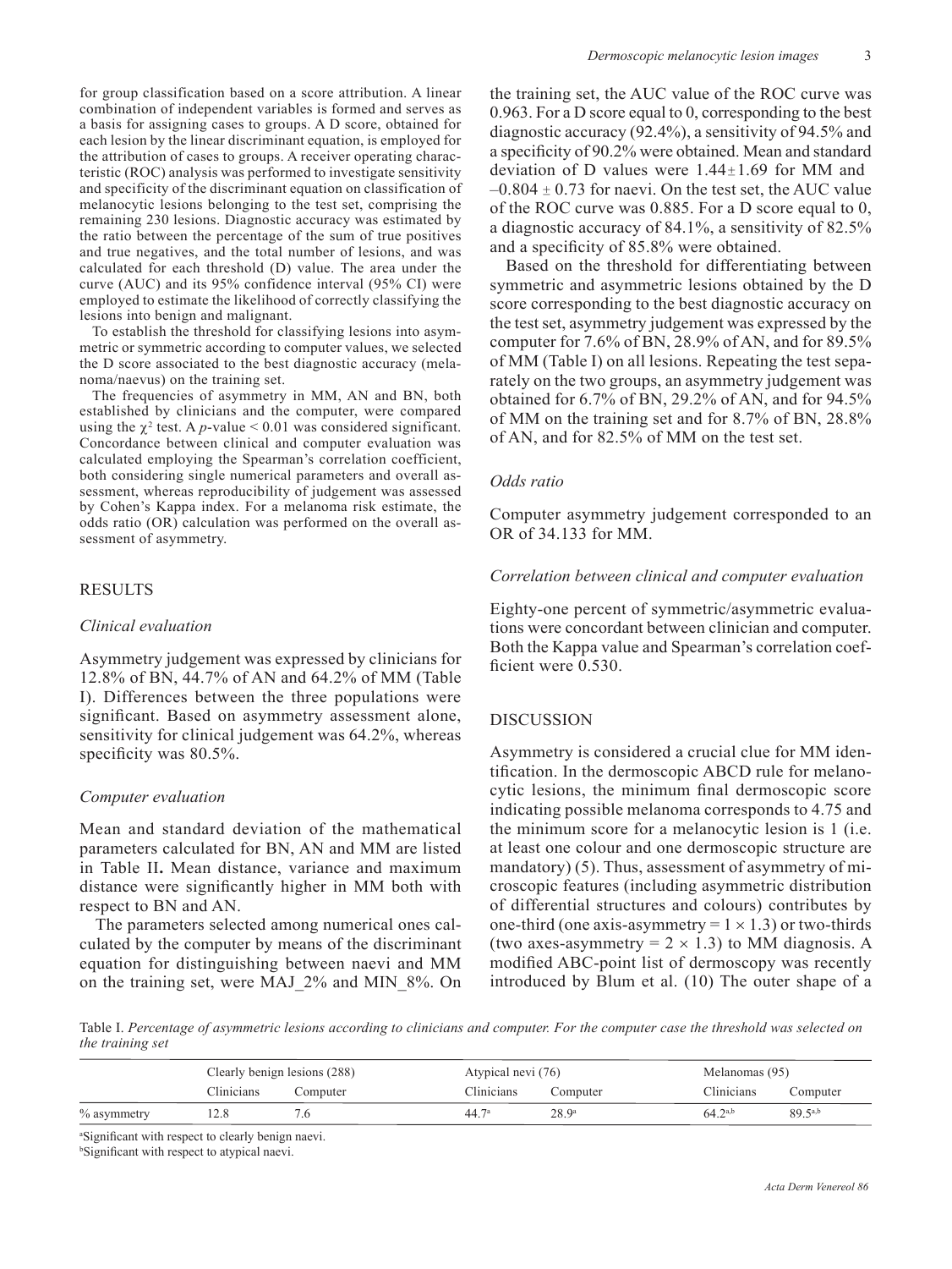for group classification based on a score attribution. A linear combination of independent variables is formed and serves as a basis for assigning cases to groups. A D score, obtained for each lesion by the linear discriminant equation, is employed for the attribution of cases to groups. A receiver operating characteristic (ROC) analysis was performed to investigate sensitivity and specificity of the discriminant equation on classification of melanocytic lesions belonging to the test set, comprising the remaining 230 lesions. Diagnostic accuracy was estimated by the ratio between the percentage of the sum of true positives and true negatives, and the total number of lesions, and was calculated for each threshold (D) value. The area under the curve (AUC) and its 95% confidence interval (95% CI) were employed to estimate the likelihood of correctly classifying the lesions into benign and malignant.

To establish the threshold for classifying lesions into asymmetric or symmetric according to computer values, we selected the D score associated to the best diagnostic accuracy (melanoma/naevus) on the training set.

The frequencies of asymmetry in MM, AN and BN, both established by clinicians and the computer, were compared using the $\chi^2$ test. A $p$-value $< 0.01$ was considered significant. Concordance between clinical and computer evaluation was calculated employing the Spearman's correlation coefficient, both considering single numerical parameters and overall assessment, whereas reproducibility of judgement was assessed by Cohen's Kappa index. For a melanoma risk estimate, the odds ratio (OR) calculation was performed on the overall assessment of asymmetry.

## RESULTS

### *Clinical evaluation*

Asymmetry judgement was expressed by clinicians for 12.8% of BN, 44.7% of AN and 64.2% of MM (Table I). Differences between the three populations were significant. Based on asymmetry assessment alone, sensitivity for clinical judgement was 64.2%, whereas specificity was 80.5%.

### *Computer evaluation*

Mean and standard deviation of the mathematical parameters calculated for BN, AN and MM are listed in Table II. Mean distance, variance and maximum distance were significantly higher in MM both with respect to BN and AN.

The parameters selected among numerical ones calculated by the computer by means of the discriminant equation for distinguishing between naevi and MM on the training set, were MAJ_2% and MIN_8%. On the training set, the AUC value of the ROC curve was 0.963. For a D score equal to 0, corresponding to the best diagnostic accuracy (92.4%), a sensitivity of 94.5% and a specificity of 90.2% were obtained. Mean and standard deviation of D values were $1.44 \pm 1.69$ for MM and $-0.804 \pm 0.73$ for naevi. On the test set, the AUC value of the ROC curve was 0.885. For a D score equal to 0, a diagnostic accuracy of 84.1%, a sensitivity of 82.5% and a specificity of 85.8% were obtained.

Based on the threshold for differentiating between symmetric and asymmetric lesions obtained by the D score corresponding to the best diagnostic accuracy on the test set, asymmetry judgement was expressed by the computer for 7.6% of BN, 28.9% of AN, and for 89.5% of MM (Table I) on all lesions. Repeating the test separately on the two groups, an asymmetry judgement was obtained for 6.7% of BN, 29.2% of AN, and for 94.5% of MM on the training set and for 8.7% of BN, 28.8% of AN, and for 82.5% of MM on the test set.

### *Odds ratio*

Computer asymmetry judgement corresponded to an OR of 34.133 for MM.

### *Correlation between clinical and computer evaluation*

Eighty-one percent of symmetric/asymmetric evaluations were concordant between clinician and computer. Both the Kappa value and Spearman's correlation coefficient were 0.530.

## DISCUSSION

Asymmetry is considered a crucial clue for MM identification. In the dermoscopic ABCD rule for melanocytic lesions, the minimum final dermoscopic score indicating possible melanoma corresponds to 4.75 and the minimum score for a melanocytic lesion is 1 (i.e. at least one colour and one dermoscopic structure are mandatory) (5). Thus, assessment of asymmetry of microscopic features (including asymmetric distribution of differential structures and colours) contributes by one-third (one axis-asymmetry = $1 \times 1.3$) or two-thirds (two axes-asymmetry = $2 \times 1.3$) to MM diagnosis. A modified ABC-point list of dermoscopy was recently introduced by Blum et al. (10) The outer shape of a

Table I. *Percentage of asymmetric lesions according to clinicians and computer. For the computer case the threshold was selected on the training set*

| | Clearly benign lesions (288) | | Atypical nevi (76) | | Melanomas (95) | |
|---|---|---|---|---|---|---|
| | Clinicians | Computer | Clinicians | Computer | Clinicians | Computer |
| % asymmetry | 12.8 | 7.6 | 44.7[a] | 28.9[a] | 64.2[a,b] | 89.5[a,b] |

[a]Significant with respect to clearly benign naevi.
[b]Significant with respect to atypical naevi.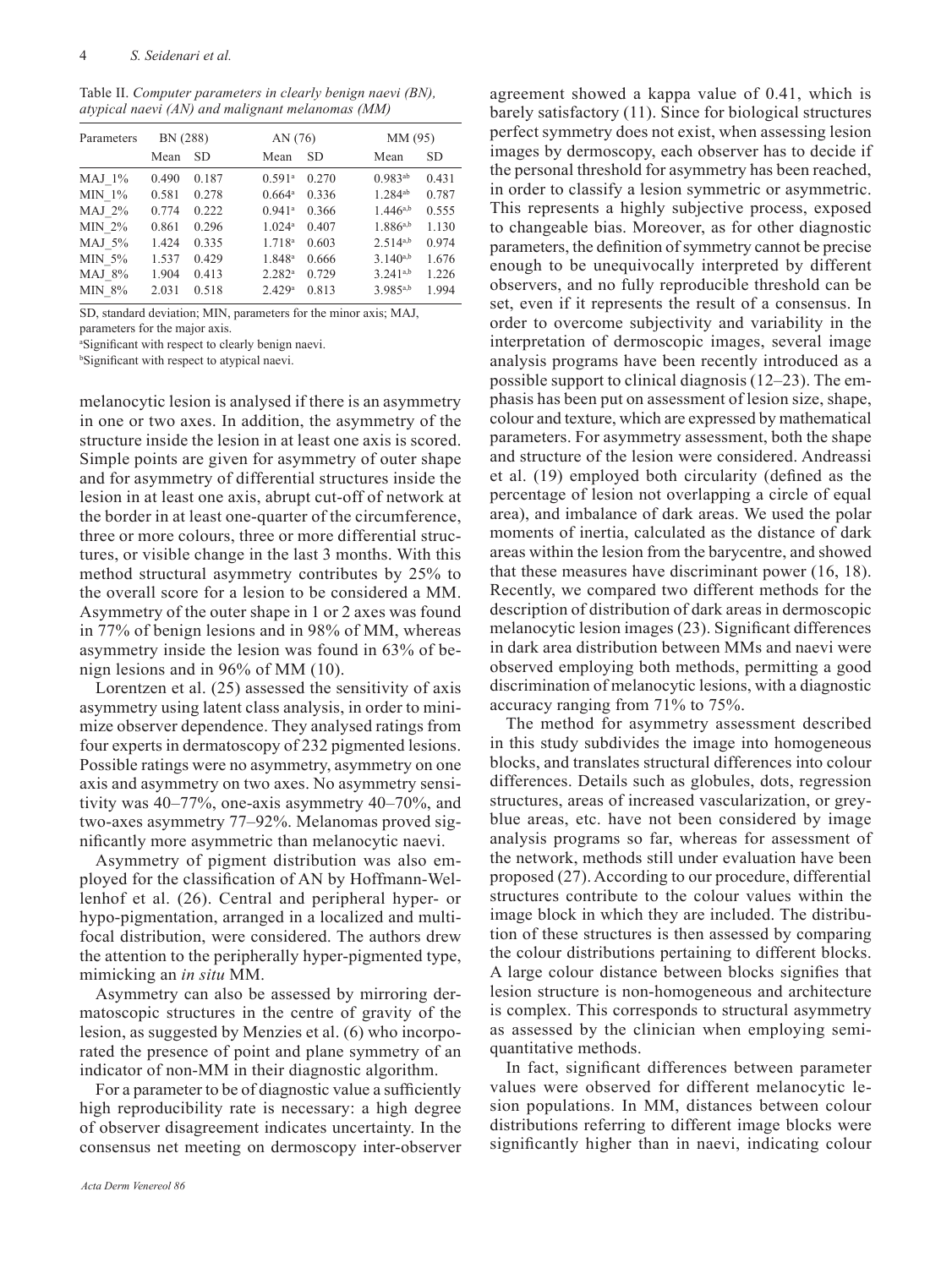Table II. *Computer parameters in clearly benign naevi (BN), atypical naevi (AN) and malignant melanomas (MM)*

| Parameters | BN (288) | | AN (76) | | MM (95) | |
|---|---|---|---|---|---|---|
| | Mean | SD | Mean | SD | Mean | SD |
| MAJ_1% | 0.490 | 0.187 | 0.591[a] | 0.270 | 0.983[ab] | 0.431 |
| MIN_1% | 0.581 | 0.278 | 0.664[a] | 0.336 | 1.284[ab] | 0.787 |
| MAJ_2% | 0.774 | 0.222 | 0.941[a] | 0.366 | 1.446[a,b] | 0.555 |
| MIN_2% | 0.861 | 0.296 | 1.024[a] | 0.407 | 1.886[a,b] | 1.130 |
| MAJ_5% | 1.424 | 0.335 | 1.718[a] | 0.603 | 2.514[a,b] | 0.974 |
| MIN_5% | 1.537 | 0.429 | 1.848[a] | 0.666 | 3.140[a,b] | 1.676 |
| MAJ_8% | 1.904 | 0.413 | 2.282[a] | 0.729 | 3.241[a,b] | 1.226 |
| MIN_8% | 2.031 | 0.518 | 2.429[a] | 0.813 | 3.985[a,b] | 1.994 |

SD, standard deviation; MIN, parameters for the minor axis; MAJ, parameters for the major axis.
[a]Significant with respect to clearly benign naevi.
[b]Significant with respect to atypical naevi.

melanocytic lesion is analysed if there is an asymmetry in one or two axes. In addition, the asymmetry of the structure inside the lesion in at least one axis is scored. Simple points are given for asymmetry of outer shape and for asymmetry of differential structures inside the lesion in at least one axis, abrupt cut-off of network at the border in at least one-quarter of the circumference, three or more colours, three or more differential structures, or visible change in the last 3 months. With this method structural asymmetry contributes by 25% to the overall score for a lesion to be considered a MM. Asymmetry of the outer shape in 1 or 2 axes was found in 77% of benign lesions and in 98% of MM, whereas asymmetry inside the lesion was found in 63% of benign lesions and in 96% of MM (10).

Lorentzen et al. (25) assessed the sensitivity of axis asymmetry using latent class analysis, in order to minimize observer dependence. They analysed ratings from four experts in dermatoscopy of 232 pigmented lesions. Possible ratings were no asymmetry, asymmetry on one axis and asymmetry on two axes. No asymmetry sensitivity was 40–77%, one-axis asymmetry 40–70%, and two-axes asymmetry 77–92%. Melanomas proved significantly more asymmetric than melanocytic naevi.

Asymmetry of pigment distribution was also employed for the classification of AN by Hoffmann-Wellenhof et al. (26). Central and peripheral hyper- or hypo-pigmentation, arranged in a localized and multifocal distribution, were considered. The authors drew the attention to the peripherally hyper-pigmented type, mimicking an *in situ* MM.

Asymmetry can also be assessed by mirroring dermatoscopic structures in the centre of gravity of the lesion, as suggested by Menzies et al. (6) who incorporated the presence of point and plane symmetry of an indicator of non-MM in their diagnostic algorithm.

For a parameter to be of diagnostic value a sufficiently high reproducibility rate is necessary: a high degree of observer disagreement indicates uncertainty. In the consensus net meeting on dermoscopy inter-observer agreement showed a kappa value of 0.41, which is barely satisfactory (11). Since for biological structures perfect symmetry does not exist, when assessing lesion images by dermoscopy, each observer has to decide if the personal threshold for asymmetry has been reached, in order to classify a lesion symmetric or asymmetric. This represents a highly subjective process, exposed to changeable bias. Moreover, as for other diagnostic parameters, the definition of symmetry cannot be precise enough to be unequivocally interpreted by different observers, and no fully reproducible threshold can be set, even if it represents the result of a consensus. In order to overcome subjectivity and variability in the interpretation of dermoscopic images, several image analysis programs have been recently introduced as a possible support to clinical diagnosis (12–23). The emphasis has been put on assessment of lesion size, shape, colour and texture, which are expressed by mathematical parameters. For asymmetry assessment, both the shape and structure of the lesion were considered. Andreassi et al. (19) employed both circularity (defined as the percentage of lesion not overlapping a circle of equal area), and imbalance of dark areas. We used the polar moments of inertia, calculated as the distance of dark areas within the lesion from the barycentre, and showed that these measures have discriminant power (16, 18). Recently, we compared two different methods for the description of distribution of dark areas in dermoscopic melanocytic lesion images (23). Significant differences in dark area distribution between MMs and naevi were observed employing both methods, permitting a good discrimination of melanocytic lesions, with a diagnostic accuracy ranging from 71% to 75%.

The method for asymmetry assessment described in this study subdivides the image into homogeneous blocks, and translates structural differences into colour differences. Details such as globules, dots, regression structures, areas of increased vascularization, or grey-blue areas, etc. have not been considered by image analysis programs so far, whereas for assessment of the network, methods still under evaluation have been proposed (27). According to our procedure, differential structures contribute to the colour values within the image block in which they are included. The distribution of these structures is then assessed by comparing the colour distributions pertaining to different blocks. A large colour distance between blocks signifies that lesion structure is non-homogeneous and architecture is complex. This corresponds to structural asymmetry as assessed by the clinician when employing semi-quantitative methods.

In fact, significant differences between parameter values were observed for different melanocytic lesion populations. In MM, distances between colour distributions referring to different image blocks were significantly higher than in naevi, indicating colour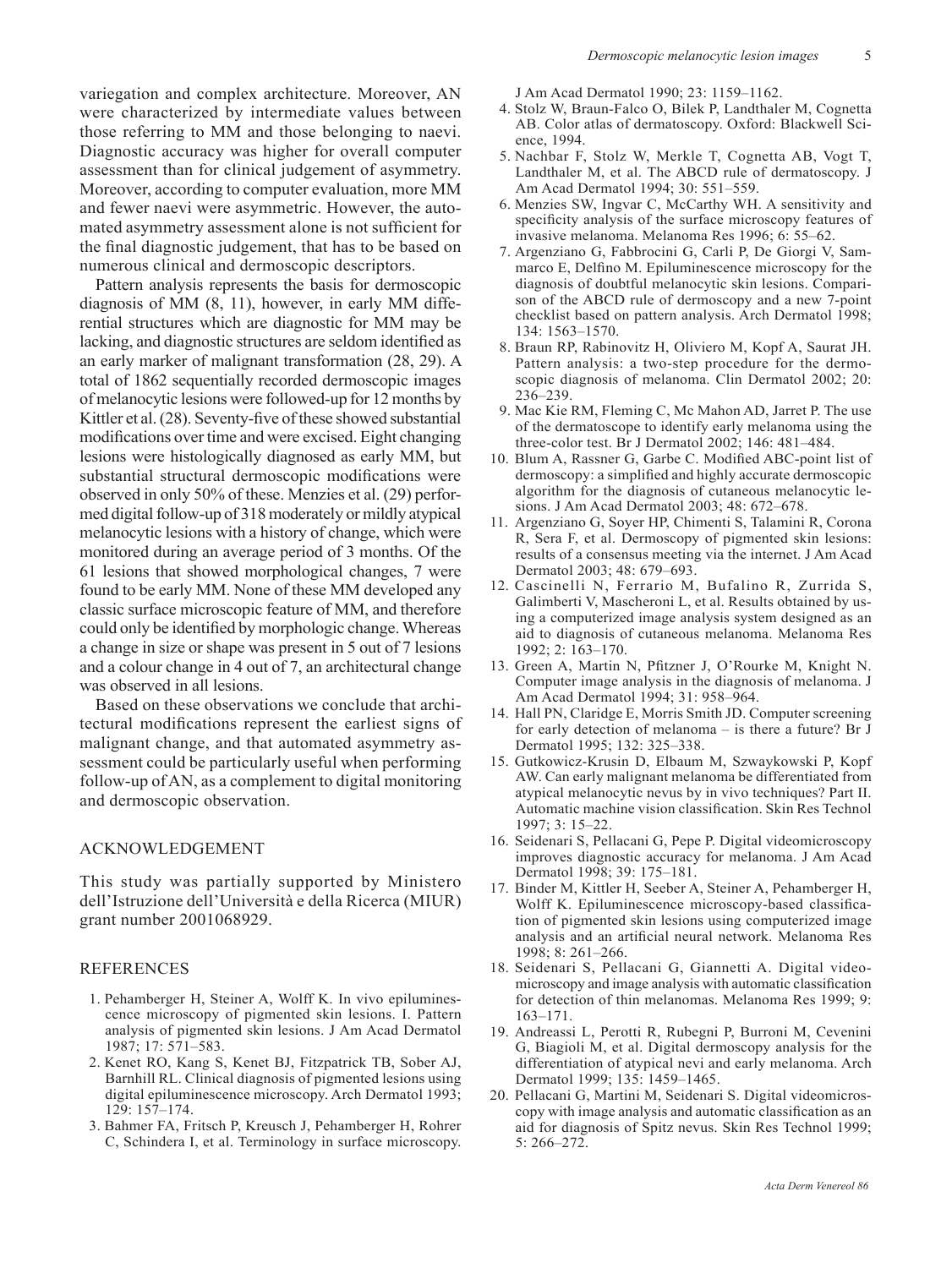variegation and complex architecture. Moreover, AN were characterized by intermediate values between those referring to MM and those belonging to naevi. Diagnostic accuracy was higher for overall computer assessment than for clinical judgement of asymmetry. Moreover, according to computer evaluation, more MM and fewer naevi were asymmetric. However, the automated asymmetry assessment alone is not sufficient for the final diagnostic judgement, that has to be based on numerous clinical and dermoscopic descriptors.

Pattern analysis represents the basis for dermoscopic diagnosis of MM (8, 11), however, in early MM differential structures which are diagnostic for MM may be lacking, and diagnostic structures are seldom identified as an early marker of malignant transformation (28, 29). A total of 1862 sequentially recorded dermoscopic images of melanocytic lesions were followed-up for 12 months by Kittler et al. (28). Seventy-five of these showed substantial modifications over time and were excised. Eight changing lesions were histologically diagnosed as early MM, but substantial structural dermoscopic modifications were observed in only 50% of these. Menzies et al. (29) performed digital follow-up of 318 moderately or mildly atypical melanocytic lesions with a history of change, which were monitored during an average period of 3 months. Of the 61 lesions that showed morphological changes, 7 were found to be early MM. None of these MM developed any classic surface microscopic feature of MM, and therefore could only be identified by morphologic change. Whereas a change in size or shape was present in 5 out of 7 lesions and a colour change in 4 out of 7, an architectural change was observed in all lesions.

Based on these observations we conclude that architectural modifications represent the earliest signs of malignant change, and that automated asymmetry assessment could be particularly useful when performing follow-up of AN, as a complement to digital monitoring and dermoscopic observation.

## ACKNOWLEDGEMENT

This study was partially supported by Ministero dell'Istruzione dell'Università e della Ricerca (MIUR) grant number 2001068929.

## REFERENCES

1. Pehamberger H, Steiner A, Wolff K. In vivo epiluminescence microscopy of pigmented skin lesions. I. Pattern analysis of pigmented skin lesions. J Am Acad Dermatol 1987; 17: 571–583.
2. Kenet RO, Kang S, Kenet BJ, Fitzpatrick TB, Sober AJ, Barnhill RL. Clinical diagnosis of pigmented lesions using digital epiluminescence microscopy. Arch Dermatol 1993; 129: 157–174.
3. Bahmer FA, Fritsch P, Kreusch J, Pehamberger H, Rohrer C, Schindera I, et al. Terminology in surface microscopy. J Am Acad Dermatol 1990; 23: 1159–1162.
4. Stolz W, Braun-Falco O, Bilek P, Landthaler M, Cognetta AB. Color atlas of dermatoscopy. Oxford: Blackwell Science, 1994.
5. Nachbar F, Stolz W, Merkle T, Cognetta AB, Vogt T, Landthaler M, et al. The ABCD rule of dermatoscopy. J Am Acad Dermatol 1994; 30: 551–559.
6. Menzies SW, Ingvar C, McCarthy WH. A sensitivity and specificity analysis of the surface microscopy features of invasive melanoma. Melanoma Res 1996; 6: 55–62.
7. Argenziano G, Fabbrocini G, Carli P, De Giorgi V, Sammarco E, Delfino M. Epiluminescence microscopy for the diagnosis of doubtful melanocytic skin lesions. Comparison of the ABCD rule of dermoscopy and a new 7-point checklist based on pattern analysis. Arch Dermatol 1998; 134: 1563–1570.
8. Braun RP, Rabinovitz H, Oliviero M, Kopf A, Saurat JH. Pattern analysis: a two-step procedure for the dermoscopic diagnosis of melanoma. Clin Dermatol 2002; 20: 236–239.
9. Mac Kie RM, Fleming C, Mc Mahon AD, Jarret P. The use of the dermatoscope to identify early melanoma using the three-color test. Br J Dermatol 2002; 146: 481–484.
10. Blum A, Rassner G, Garbe C. Modified ABC-point list of dermoscopy: a simplified and highly accurate dermoscopic algorithm for the diagnosis of cutaneous melanocytic lesions. J Am Acad Dermatol 2003; 48: 672–678.
11. Argenziano G, Soyer HP, Chimenti S, Talamini R, Corona R, Sera F, et al. Dermoscopy of pigmented skin lesions: results of a consensus meeting via the internet. J Am Acad Dermatol 2003; 48: 679–693.
12. Cascinelli N, Ferrario M, Bufalino R, Zurrida S, Galimberti V, Mascheroni L, et al. Results obtained by using a computerized image analysis system designed as an aid to diagnosis of cutaneous melanoma. Melanoma Res 1992; 2: 163–170.
13. Green A, Martin N, Pfitzner J, O'Rourke M, Knight N. Computer image analysis in the diagnosis of melanoma. J Am Acad Dermatol 1994; 31: 958–964.
14. Hall PN, Claridge E, Morris Smith JD. Computer screening for early detection of melanoma – is there a future? Br J Dermatol 1995; 132: 325–338.
15. Gutkowicz-Krusin D, Elbaum M, Szwaykowski P, Kopf AW. Can early malignant melanoma be differentiated from atypical melanocytic nevus by in vivo techniques? Part II. Automatic machine vision classification. Skin Res Technol 1997; 3: 15–22.
16. Seidenari S, Pellacani G, Pepe P. Digital videomicroscopy improves diagnostic accuracy for melanoma. J Am Acad Dermatol 1998; 39: 175–181.
17. Binder M, Kittler H, Seeber A, Steiner A, Pehamberger H, Wolff K. Epiluminescence microscopy-based classification of pigmented skin lesions using computerized image analysis and an artificial neural network. Melanoma Res 1998; 8: 261–266.
18. Seidenari S, Pellacani G, Giannetti A. Digital videomicroscopy and image analysis with automatic classification for detection of thin melanomas. Melanoma Res 1999; 9: 163–171.
19. Andreassi L, Perotti R, Rubegni P, Burroni M, Cevenini G, Biagioli M, et al. Digital dermoscopy analysis for the differentiation of atypical nevi and early melanoma. Arch Dermatol 1999; 135: 1459–1465.
20. Pellacani G, Martini M, Seidenari S. Digital videomicroscopy with image analysis and automatic classification as an aid for diagnosis of Spitz nevus. Skin Res Technol 1999; 5: 266–272.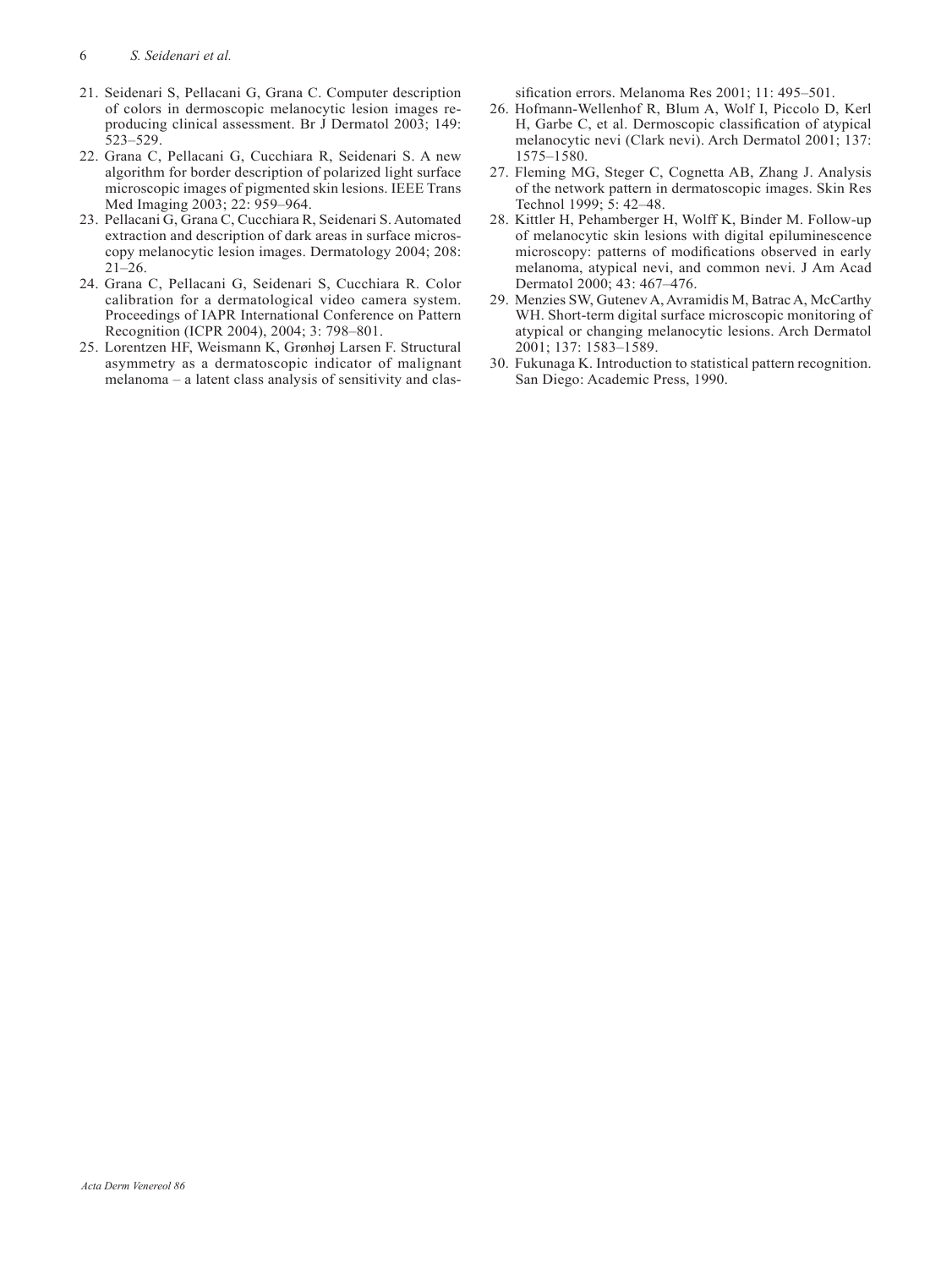21. Seidenari S, Pellacani G, Grana C. Computer description of colors in dermoscopic melanocytic lesion images reproducing clinical assessment. Br J Dermatol 2003; 149: 523–529.
22. Grana C, Pellacani G, Cucchiara R, Seidenari S. A new algorithm for border description of polarized light surface microscopic images of pigmented skin lesions. IEEE Trans Med Imaging 2003; 22: 959–964.
23. Pellacani G, Grana C, Cucchiara R, Seidenari S. Automated extraction and description of dark areas in surface microscopy melanocytic lesion images. Dermatology 2004; 208: 21–26.
24. Grana C, Pellacani G, Seidenari S, Cucchiara R. Color calibration for a dermatological video camera system. Proceedings of IAPR International Conference on Pattern Recognition (ICPR 2004), 2004; 3: 798–801.
25. Lorentzen HF, Weismann K, Grønhøj Larsen F. Structural asymmetry as a dermatoscopic indicator of malignant melanoma – a latent class analysis of sensitivity and classification errors. Melanoma Res 2001; 11: 495–501.
26. Hofmann-Wellenhof R, Blum A, Wolf I, Piccolo D, Kerl H, Garbe C, et al. Dermoscopic classification of atypical melanocytic nevi (Clark nevi). Arch Dermatol 2001; 137: 1575–1580.
27. Fleming MG, Steger C, Cognetta AB, Zhang J. Analysis of the network pattern in dermatoscopic images. Skin Res Technol 1999; 5: 42–48.
28. Kittler H, Pehamberger H, Wolff K, Binder M. Follow-up of melanocytic skin lesions with digital epiluminescence microscopy: patterns of modifications observed in early melanoma, atypical nevi, and common nevi. J Am Acad Dermatol 2000; 43: 467–476.
29. Menzies SW, Gutenev A, Avramidis M, Batrac A, McCarthy WH. Short-term digital surface microscopic monitoring of atypical or changing melanocytic lesions. Arch Dermatol 2001; 137: 1583–1589.
30. Fukunaga K. Introduction to statistical pattern recognition. San Diego: Academic Press, 1990.